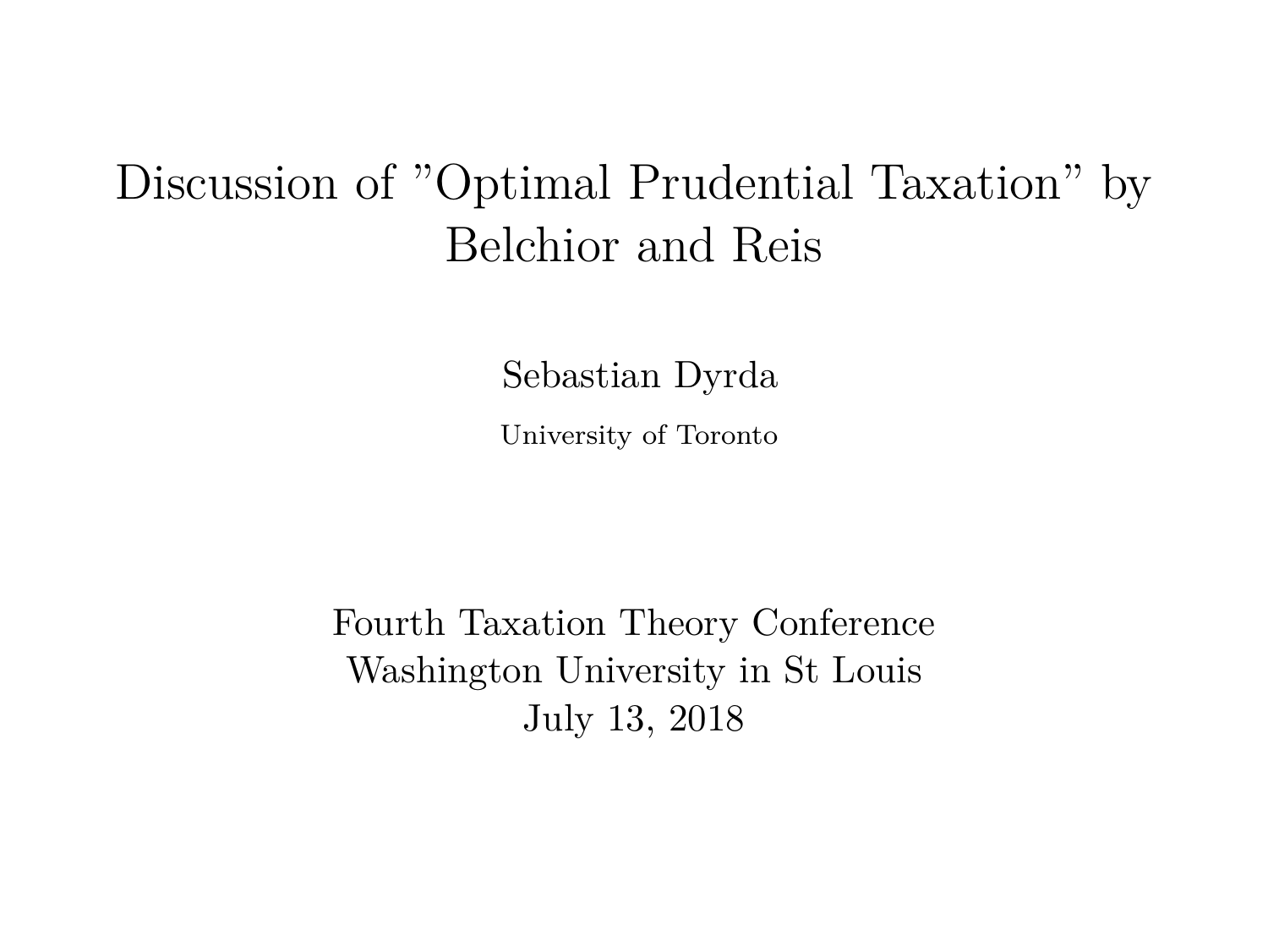# Discussion of "Optimal Prudential Taxation" by Belchior and Reis

Sebastian Dyrda

University of Toronto

Fourth Taxation Theory Conference
Washington University in St Louis
July 13, 2018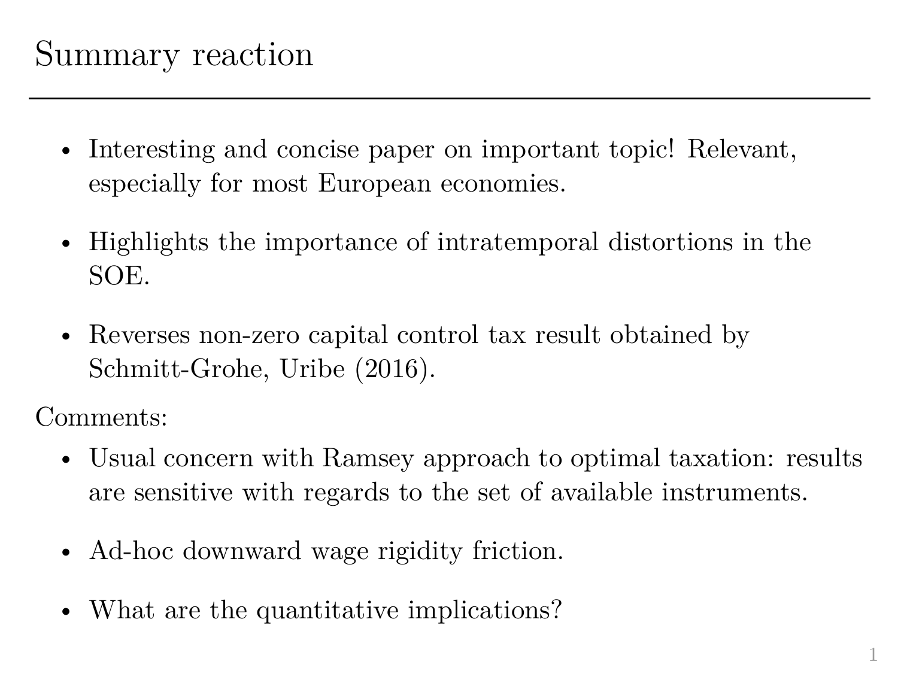# Summary reaction

- Interesting and concise paper on important topic! Relevant, especially for most European economies.
- Highlights the importance of intratemporal distortions in the SOE.
- Reverses non-zero capital control tax result obtained by Schmitt-Grohe, Uribe (2016).

Comments:

- Usual concern with Ramsey approach to optimal taxation: results are sensitive with regards to the set of available instruments.
- Ad-hoc downward wage rigidity friction.
- What are the quantitative implications?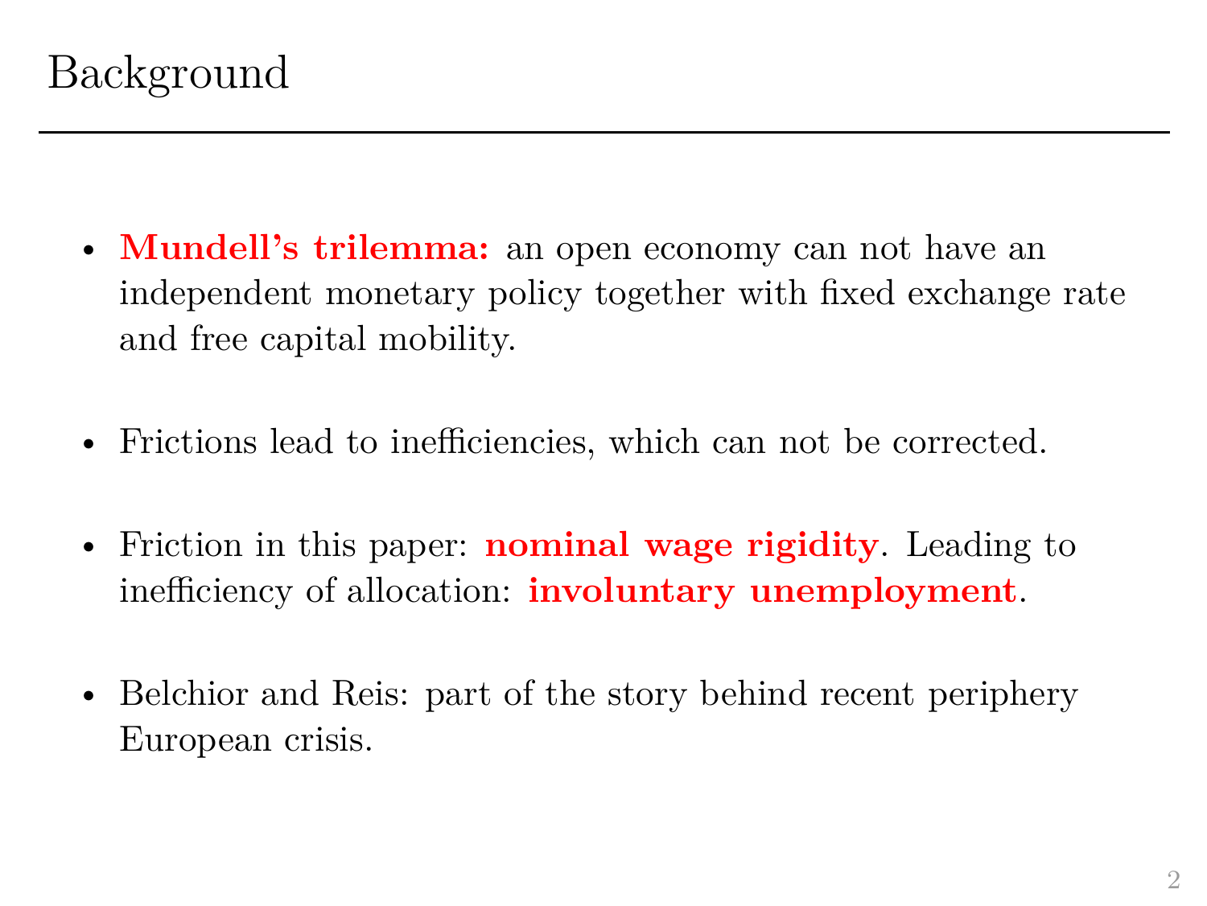# Background

- **Mundell's trilemma:** an open economy can not have an independent monetary policy together with fixed exchange rate and free capital mobility.
- Frictions lead to inefficiencies, which can not be corrected.
- Friction in this paper: **nominal wage rigidity**. Leading to inefficiency of allocation: **involuntary unemployment**.
- Belchior and Reis: part of the story behind recent periphery European crisis.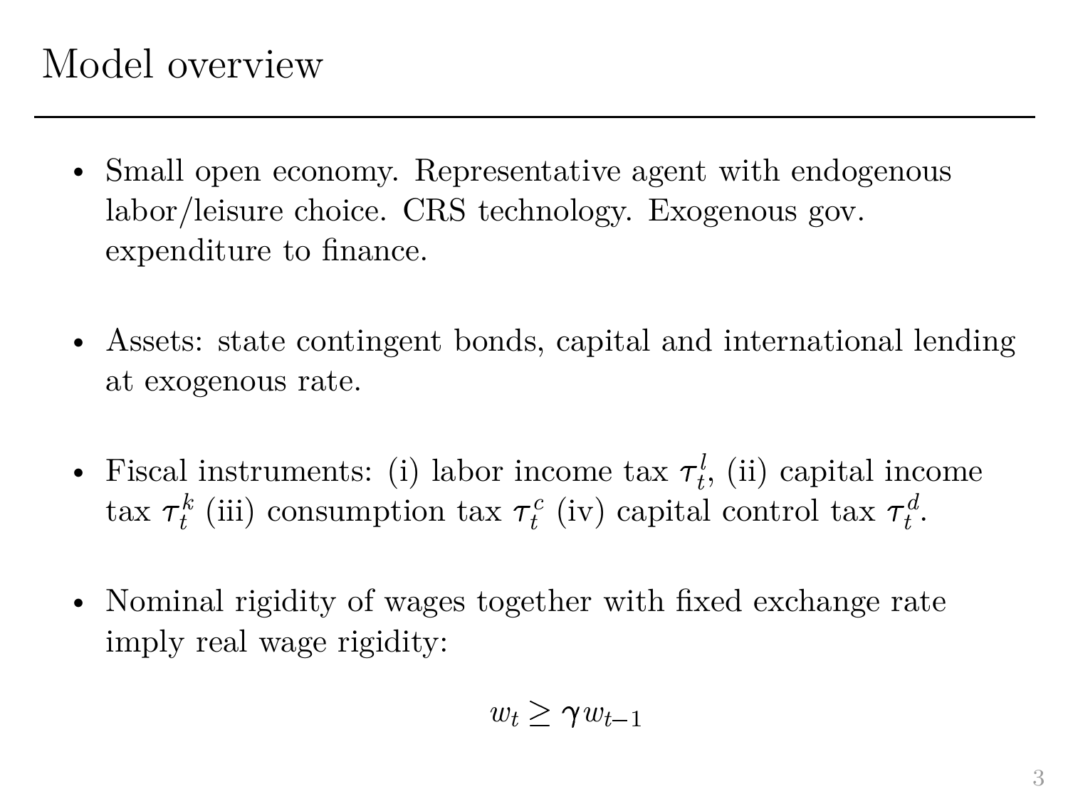# Model overview

- Small open economy. Representative agent with endogenous labor/leisure choice. CRS technology. Exogenous gov. expenditure to finance.

- Assets: state contingent bonds, capital and international lending at exogenous rate.

- Fiscal instruments: (i) labor income tax $\tau_t^l$, (ii) capital income tax $\tau_t^k$ (iii) consumption tax $\tau_t^c$ (iv) capital control tax $\tau_t^d$.

- Nominal rigidity of wages together with fixed exchange rate imply real wage rigidity:

$$w_t \geq \gamma w_{t-1}$$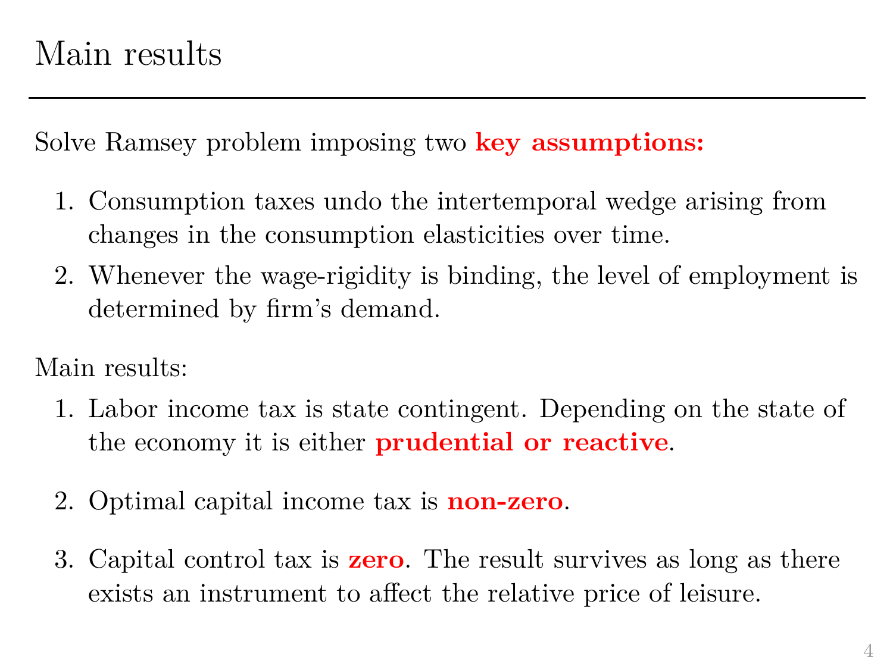# Main results

Solve Ramsey problem imposing two **key assumptions:**

1. Consumption taxes undo the intertemporal wedge arising from changes in the consumption elasticities over time.
2. Whenever the wage-rigidity is binding, the level of employment is determined by firm's demand.

Main results:

1. Labor income tax is state contingent. Depending on the state of the economy it is either **prudential or reactive**.
2. Optimal capital income tax is **non-zero**.
3. Capital control tax is **zero**. The result survives as long as there exists an instrument to affect the relative price of leisure.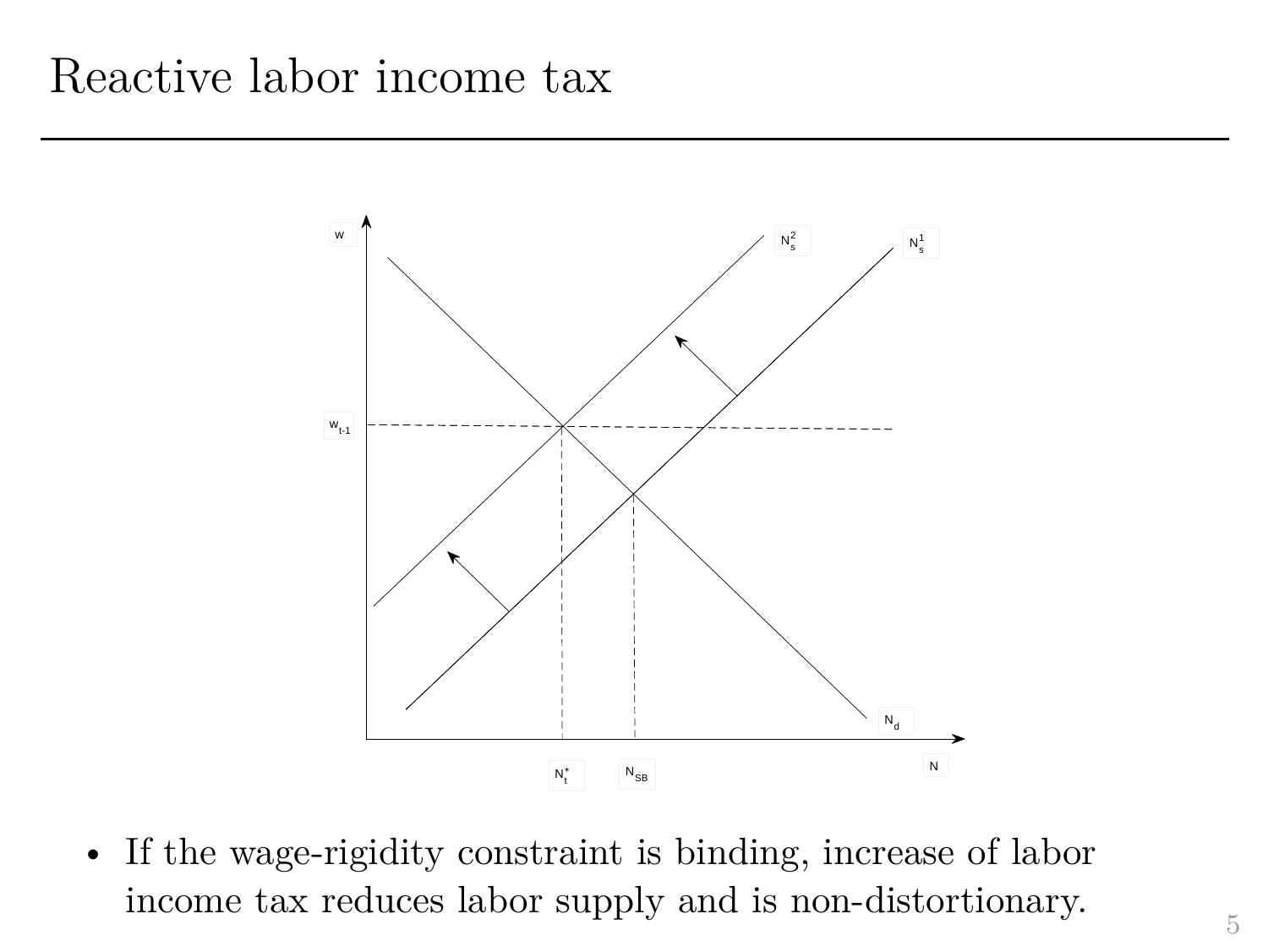# Reactive labor income tax

- If the wage-rigidity constraint is binding, increase of labor income tax reduces labor supply and is non-distortionary.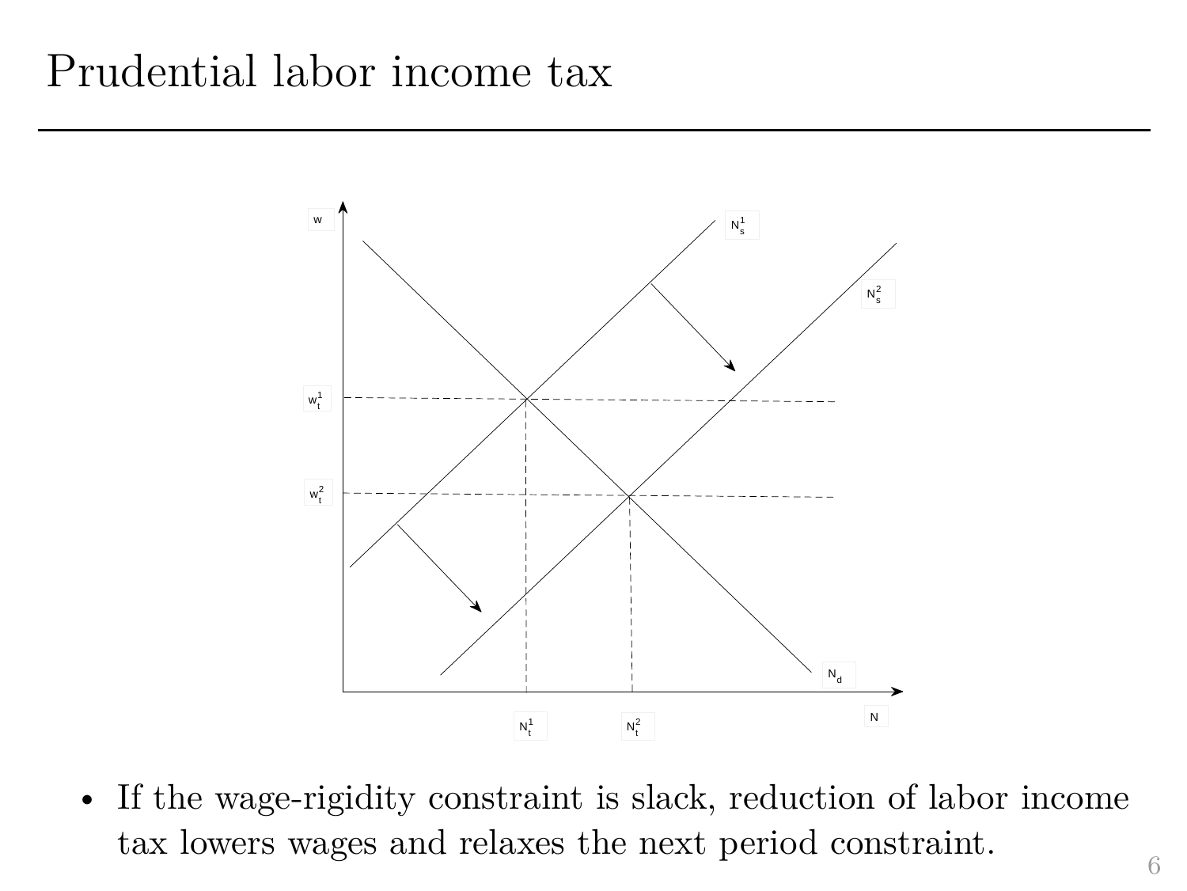# Prudential labor income tax

- If the wage-rigidity constraint is slack, reduction of labor income tax lowers wages and relaxes the next period constraint.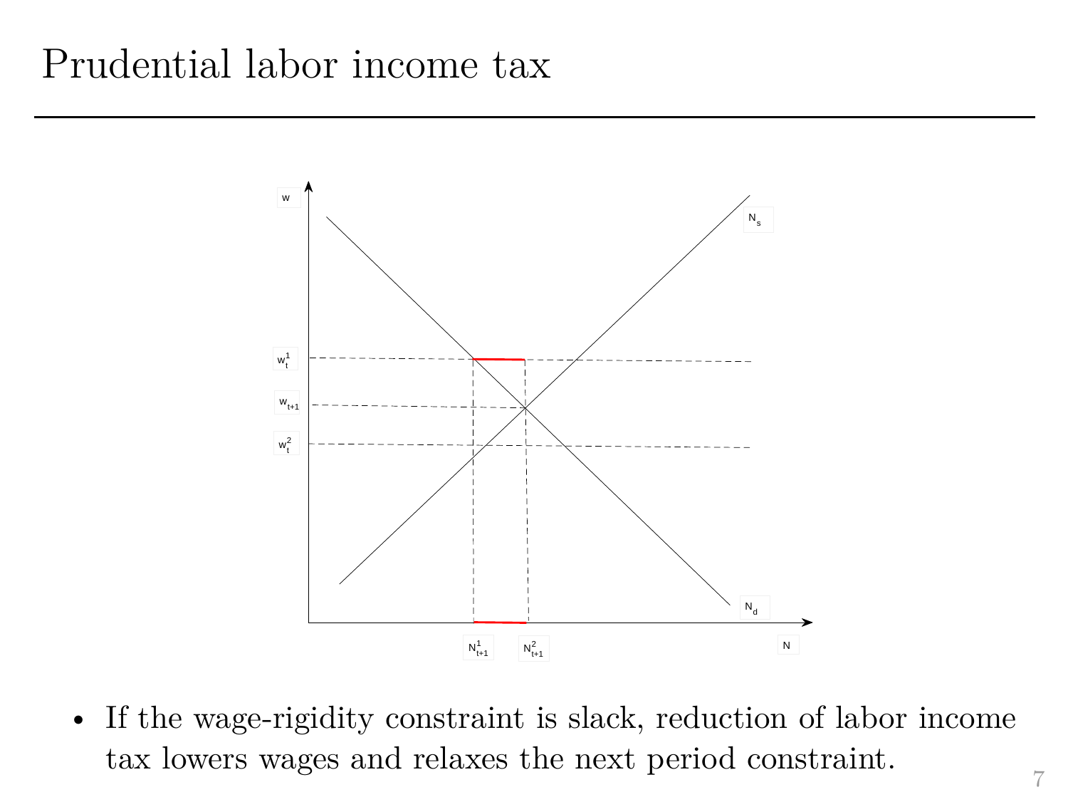# Prudential labor income tax

- If the wage-rigidity constraint is slack, reduction of labor income tax lowers wages and relaxes the next period constraint.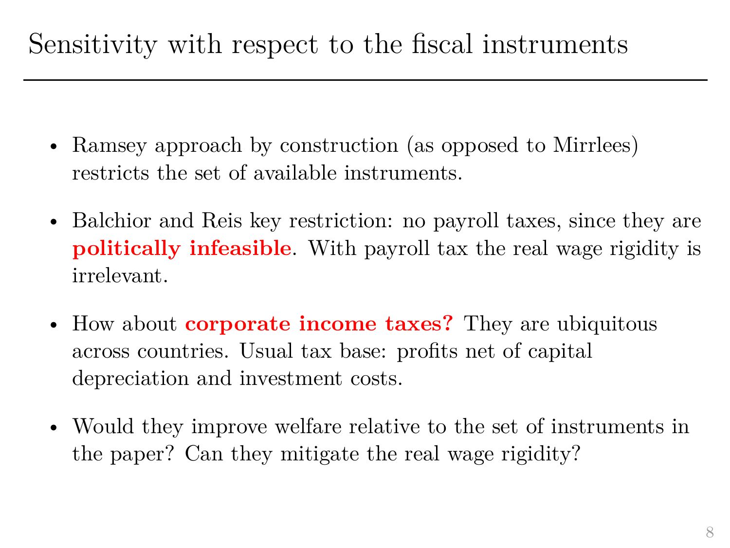# Sensitivity with respect to the fiscal instruments

- Ramsey approach by construction (as opposed to Mirrlees) restricts the set of available instruments.
- Balchior and Reis key restriction: no payroll taxes, since they are **politically infeasible**. With payroll tax the real wage rigidity is irrelevant.
- How about **corporate income taxes?** They are ubiquitous across countries. Usual tax base: profits net of capital depreciation and investment costs.
- Would they improve welfare relative to the set of instruments in the paper? Can they mitigate the real wage rigidity?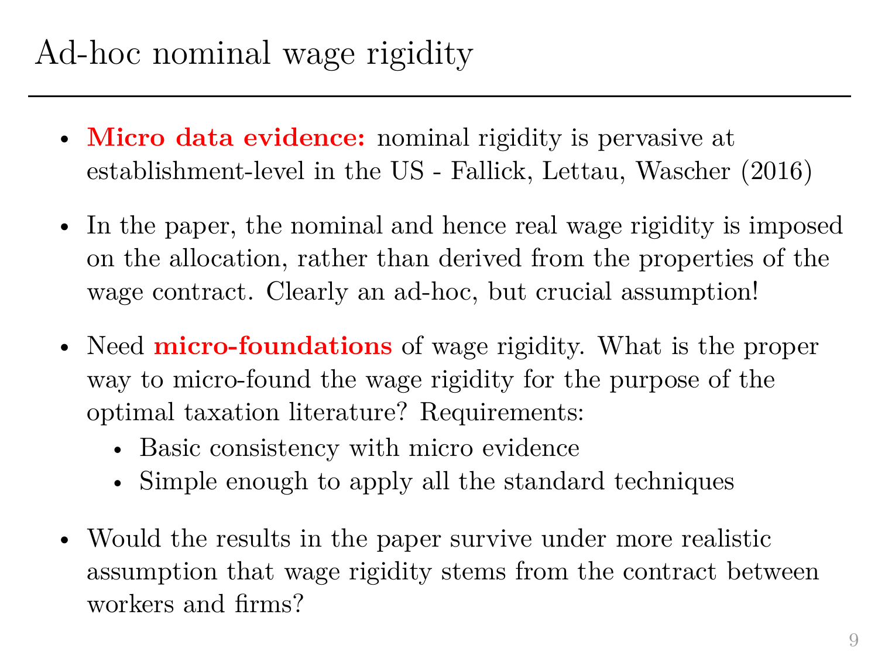# Ad-hoc nominal wage rigidity

- **Micro data evidence:** nominal rigidity is pervasive at establishment-level in the US - Fallick, Lettau, Wascher (2016)
- In the paper, the nominal and hence real wage rigidity is imposed on the allocation, rather than derived from the properties of the wage contract. Clearly an ad-hoc, but crucial assumption!
- Need **micro-foundations** of wage rigidity. What is the proper way to micro-found the wage rigidity for the purpose of the optimal taxation literature? Requirements:
  - Basic consistency with micro evidence
  - Simple enough to apply all the standard techniques
- Would the results in the paper survive under more realistic assumption that wage rigidity stems from the contract between workers and firms?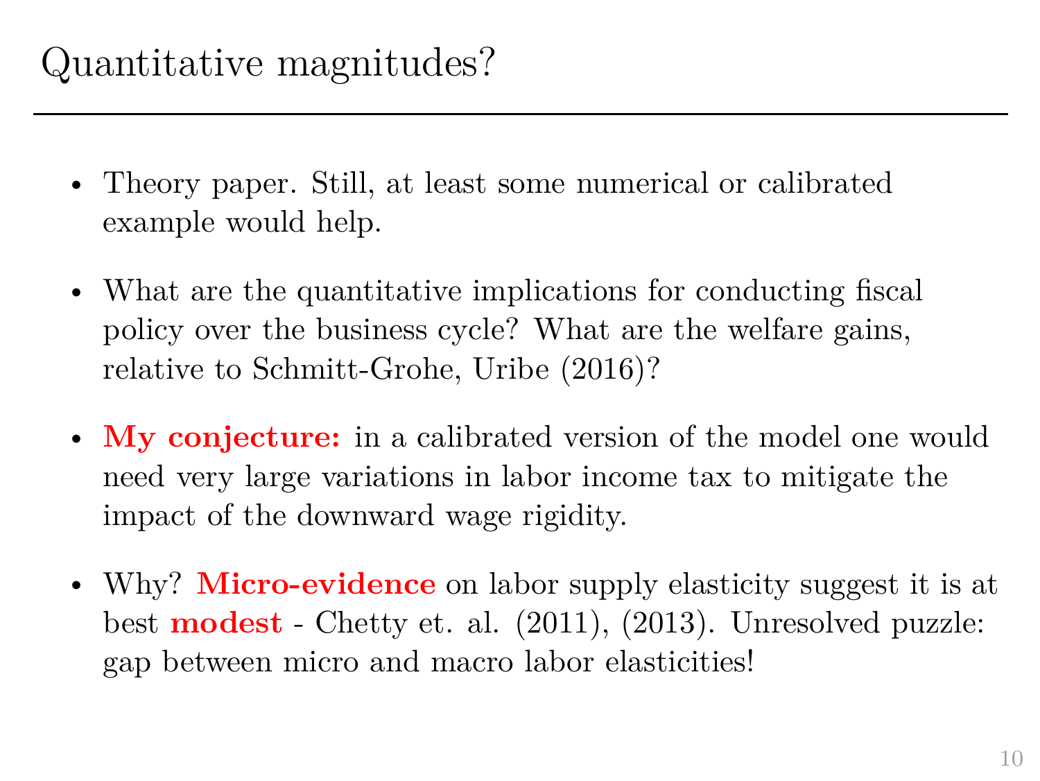# Quantitative magnitudes?

- Theory paper. Still, at least some numerical or calibrated example would help.
- What are the quantitative implications for conducting fiscal policy over the business cycle? What are the welfare gains, relative to Schmitt-Grohe, Uribe (2016)?
- **My conjecture:** in a calibrated version of the model one would need very large variations in labor income tax to mitigate the impact of the downward wage rigidity.
- Why? **Micro-evidence** on labor supply elasticity suggest it is at best **modest** - Chetty et. al. (2011), (2013). Unresolved puzzle: gap between micro and macro labor elasticities!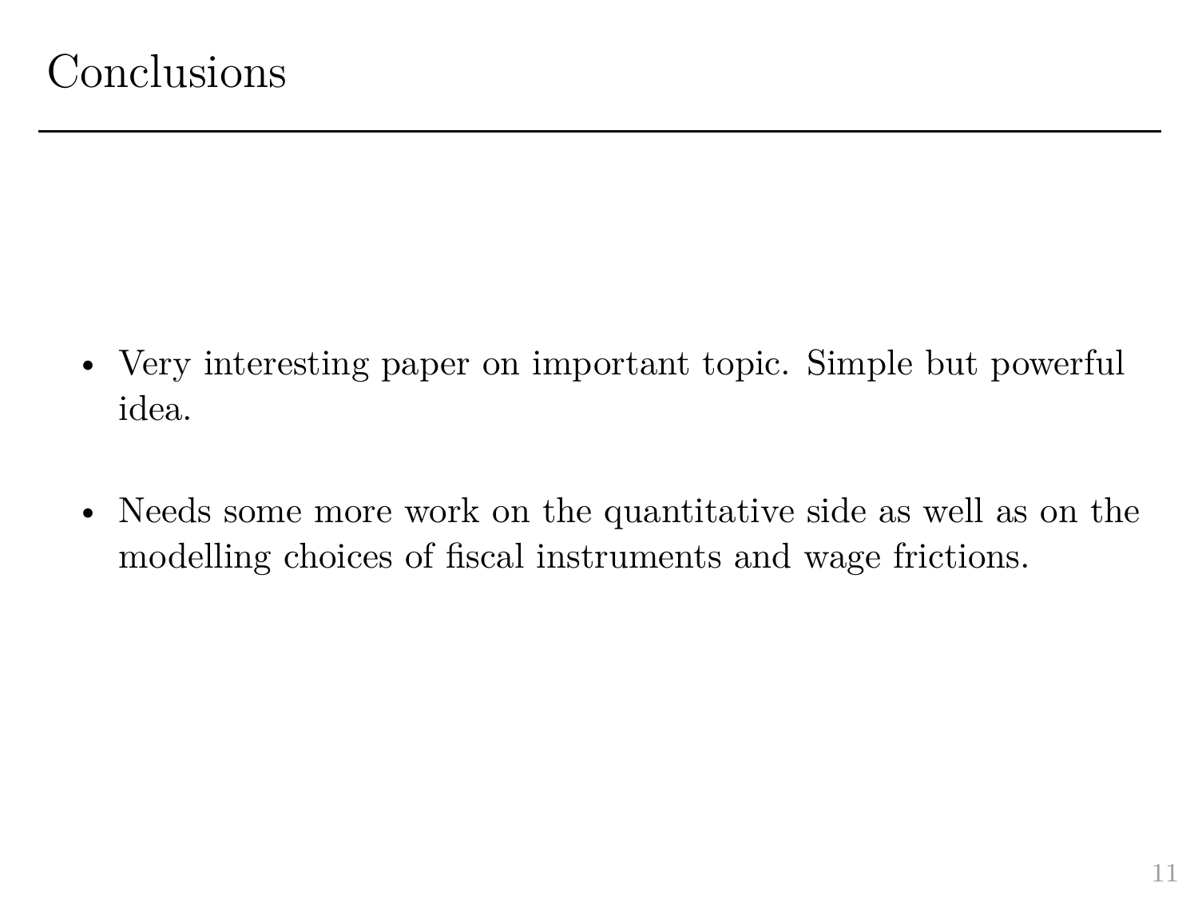# Conclusions

- Very interesting paper on important topic. Simple but powerful idea.
- Needs some more work on the quantitative side as well as on the modelling choices of fiscal instruments and wage frictions.